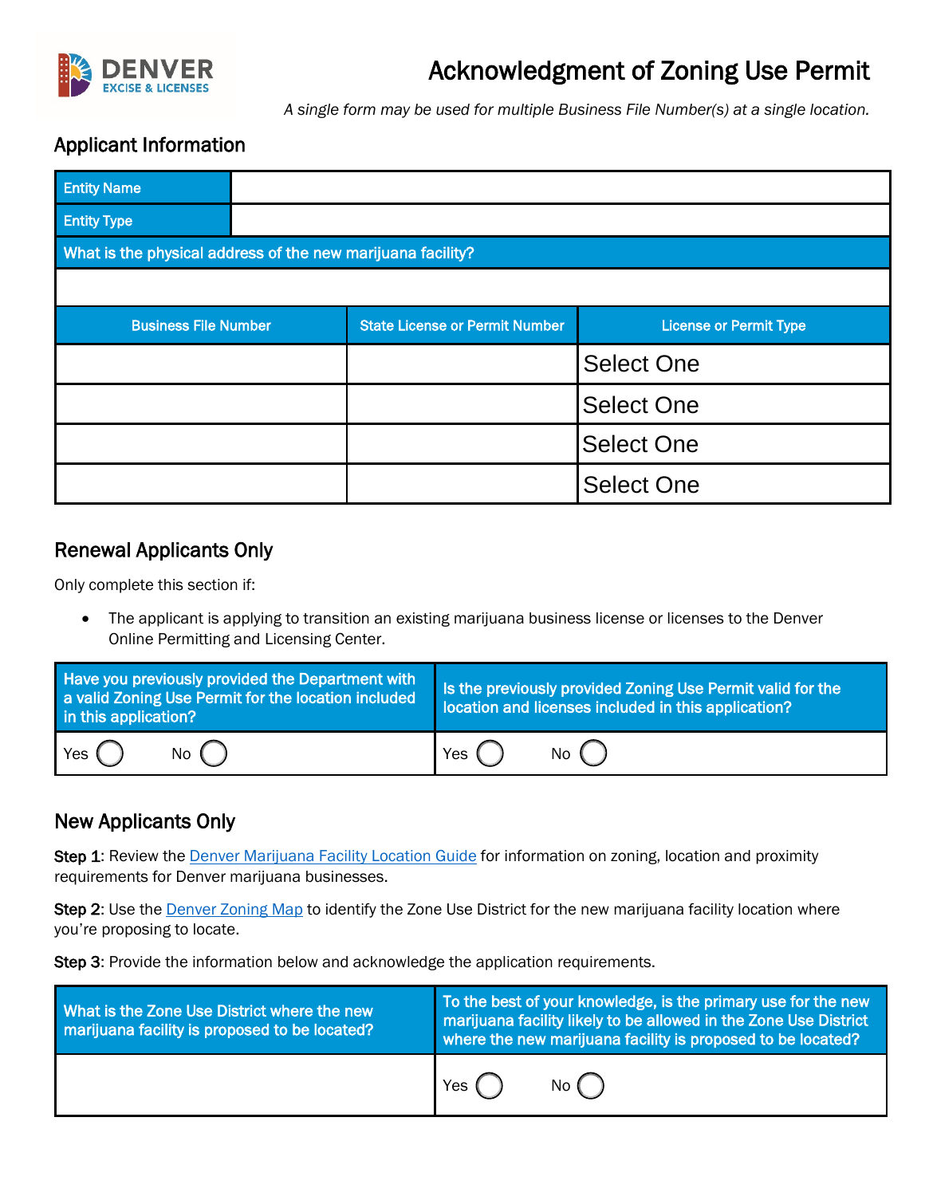# Acknowledgment of Zoning Use Permit

*A single form may be used for multiple Business File Number(s) at a single location.*

## Applicant Information

| Entity Name | |
|---|---|
| Entity Type | |

| What is the physical address of the new marijuana facility? |
|---|
| |

| Business File Number | State License or Permit Number | License or Permit Type |
|---|---|---|
| | | Select One |
| | | Select One |
| | | Select One |
| | | Select One |

## Renewal Applicants Only

Only complete this section if:

- The applicant is applying to transition an existing marijuana business license or licenses to the Denver Online Permitting and Licensing Center.

| Have you previously provided the Department with a valid Zoning Use Permit for the location included in this application? | Is the previously provided Zoning Use Permit valid for the location and licenses included in this application? |
|---|---|
| Yes ◯ No ◯ | Yes ◯ No ◯ |

## New Applicants Only

**Step 1**: Review the Denver Marijuana Facility Location Guide for information on zoning, location and proximity requirements for Denver marijuana businesses.

**Step 2**: Use the Denver Zoning Map to identify the Zone Use District for the new marijuana facility location where you're proposing to locate.

**Step 3**: Provide the information below and acknowledge the application requirements.

| What is the Zone Use District where the new marijuana facility is proposed to be located? | To the best of your knowledge, is the primary use for the new marijuana facility likely to be allowed in the Zone Use District where the new marijuana facility is proposed to be located? |
|---|---|
| | Yes ◯ No ◯ |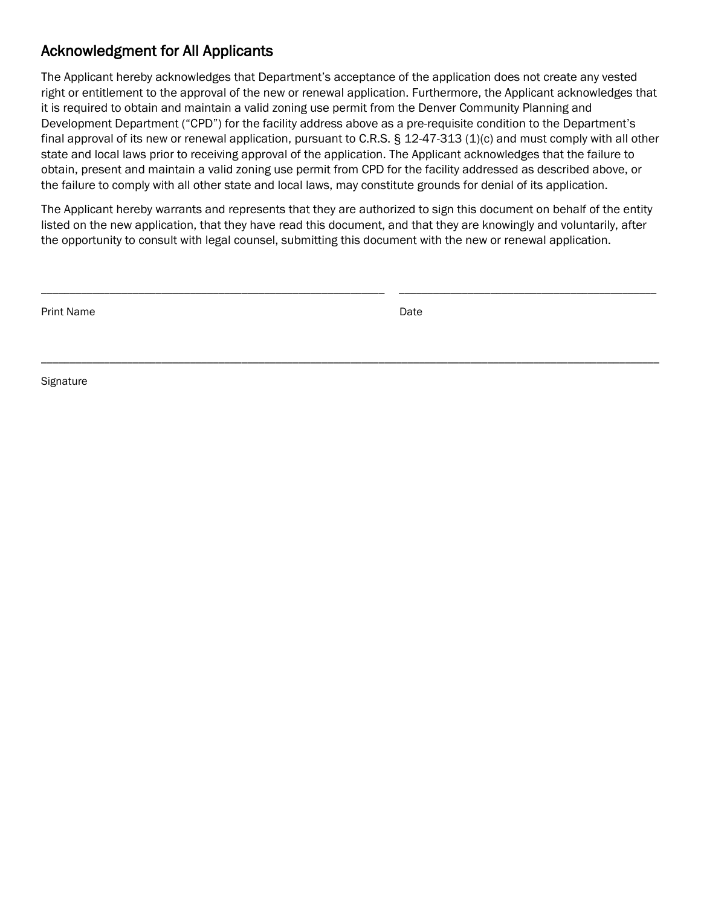## Acknowledgment for All Applicants

The Applicant hereby acknowledges that Department's acceptance of the application does not create any vested right or entitlement to the approval of the new or renewal application. Furthermore, the Applicant acknowledges that it is required to obtain and maintain a valid zoning use permit from the Denver Community Planning and Development Department ("CPD") for the facility address above as a pre-requisite condition to the Department's final approval of its new or renewal application, pursuant to C.R.S. § 12-47-313 (1)(c) and must comply with all other state and local laws prior to receiving approval of the application. The Applicant acknowledges that the failure to obtain, present and maintain a valid zoning use permit from CPD for the facility addressed as described above, or the failure to comply with all other state and local laws, may constitute grounds for denial of its application.

The Applicant hereby warrants and represents that they are authorized to sign this document on behalf of the entity listed on the new application, that they have read this document, and that they are knowingly and voluntarily, after the opportunity to consult with legal counsel, submitting this document with the new or renewal application.

\_\_\_\_\_\_\_\_\_\_\_\_\_\_\_\_\_\_\_\_\_\_\_\_\_\_\_\_\_\_\_\_\_\_\_\_\_\_\_\_ \_\_\_\_\_\_\_\_\_\_\_\_\_\_\_\_\_\_\_\_\_\_\_\_\_\_\_\_\_\_\_\_

Print Name Date

\_\_\_\_\_\_\_\_\_\_\_\_\_\_\_\_\_\_\_\_\_\_\_\_\_\_\_\_\_\_\_\_\_\_\_\_\_\_\_\_\_\_\_\_\_\_\_\_\_\_\_\_\_\_\_\_\_\_\_\_\_\_\_\_\_\_\_\_\_\_

Signature